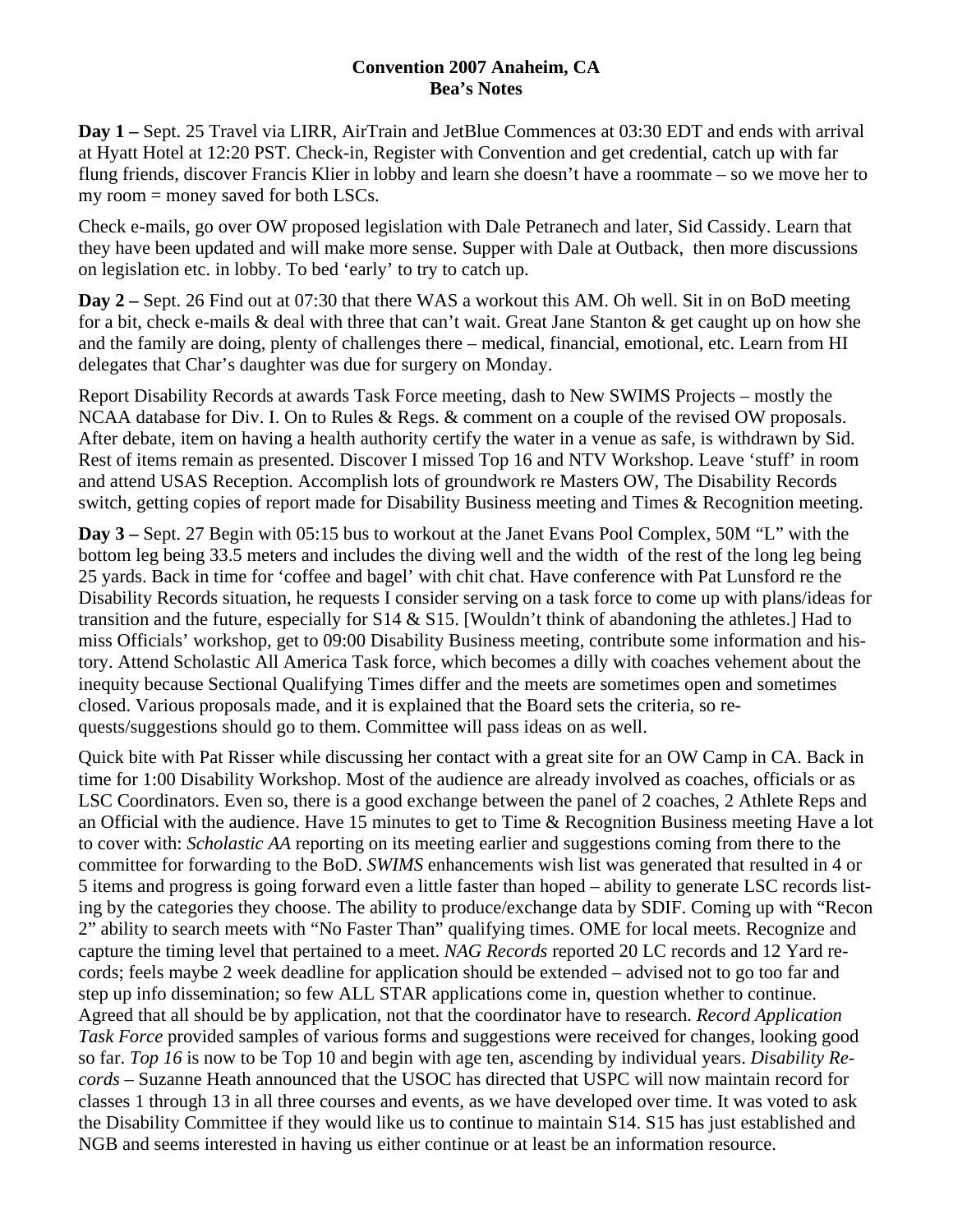**Convention 2007 Anaheim, CA**
**Bea's Notes**

**Day 1 –** Sept. 25 Travel via LIRR, AirTrain and JetBlue Commences at 03:30 EDT and ends with arrival at Hyatt Hotel at 12:20 PST. Check-in, Register with Convention and get credential, catch up with far flung friends, discover Francis Klier in lobby and learn she doesn't have a roommate – so we move her to my room = money saved for both LSCs.

Check e-mails, go over OW proposed legislation with Dale Petranech and later, Sid Cassidy. Learn that they have been updated and will make more sense. Supper with Dale at Outback, then more discussions on legislation etc. in lobby. To bed 'early' to try to catch up.

**Day 2 –** Sept. 26 Find out at 07:30 that there WAS a workout this AM. Oh well. Sit in on BoD meeting for a bit, check e-mails & deal with three that can't wait. Great Jane Stanton & get caught up on how she and the family are doing, plenty of challenges there – medical, financial, emotional, etc. Learn from HI delegates that Char's daughter was due for surgery on Monday.

Report Disability Records at awards Task Force meeting, dash to New SWIMS Projects – mostly the NCAA database for Div. I. On to Rules & Regs. & comment on a couple of the revised OW proposals. After debate, item on having a health authority certify the water in a venue as safe, is withdrawn by Sid. Rest of items remain as presented. Discover I missed Top 16 and NTV Workshop. Leave 'stuff' in room and attend USAS Reception. Accomplish lots of groundwork re Masters OW, The Disability Records switch, getting copies of report made for Disability Business meeting and Times & Recognition meeting.

**Day 3 –** Sept. 27 Begin with 05:15 bus to workout at the Janet Evans Pool Complex, 50M "L" with the bottom leg being 33.5 meters and includes the diving well and the width of the rest of the long leg being 25 yards. Back in time for 'coffee and bagel' with chit chat. Have conference with Pat Lunsford re the Disability Records situation, he requests I consider serving on a task force to come up with plans/ideas for transition and the future, especially for S14 & S15. [Wouldn't think of abandoning the athletes.] Had to miss Officials' workshop, get to 09:00 Disability Business meeting, contribute some information and history. Attend Scholastic All America Task force, which becomes a dilly with coaches vehement about the inequity because Sectional Qualifying Times differ and the meets are sometimes open and sometimes closed. Various proposals made, and it is explained that the Board sets the criteria, so requests/suggestions should go to them. Committee will pass ideas on as well.

Quick bite with Pat Risser while discussing her contact with a great site for an OW Camp in CA. Back in time for 1:00 Disability Workshop. Most of the audience are already involved as coaches, officials or as LSC Coordinators. Even so, there is a good exchange between the panel of 2 coaches, 2 Athlete Reps and an Official with the audience. Have 15 minutes to get to Time & Recognition Business meeting Have a lot to cover with: *Scholastic AA* reporting on its meeting earlier and suggestions coming from there to the committee for forwarding to the BoD. *SWIMS* enhancements wish list was generated that resulted in 4 or 5 items and progress is going forward even a little faster than hoped – ability to generate LSC records listing by the categories they choose. The ability to produce/exchange data by SDIF. Coming up with "Recon 2" ability to search meets with "No Faster Than" qualifying times. OME for local meets. Recognize and capture the timing level that pertained to a meet. *NAG Records* reported 20 LC records and 12 Yard records; feels maybe 2 week deadline for application should be extended – advised not to go too far and step up info dissemination; so few ALL STAR applications come in, question whether to continue. Agreed that all should be by application, not that the coordinator have to research. *Record Application Task Force* provided samples of various forms and suggestions were received for changes, looking good so far. *Top 16* is now to be Top 10 and begin with age ten, ascending by individual years. *Disability Records* – Suzanne Heath announced that the USOC has directed that USPC will now maintain record for classes 1 through 13 in all three courses and events, as we have developed over time. It was voted to ask the Disability Committee if they would like us to continue to maintain S14. S15 has just established and NGB and seems interested in having us either continue or at least be an information resource.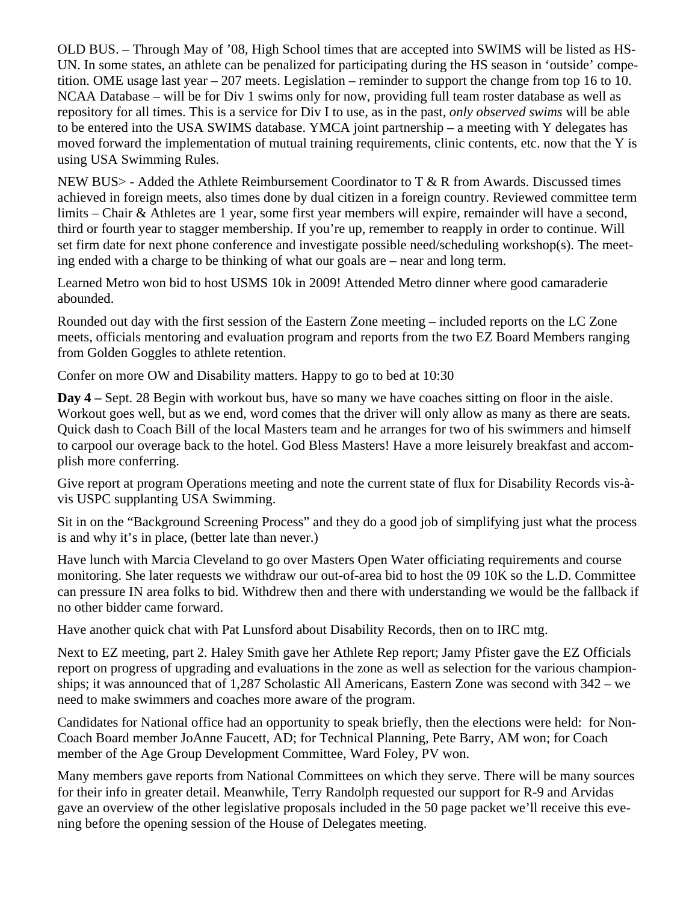OLD BUS. – Through May of '08, High School times that are accepted into SWIMS will be listed as HS-UN. In some states, an athlete can be penalized for participating during the HS season in 'outside' competition. OME usage last year – 207 meets. Legislation – reminder to support the change from top 16 to 10. NCAA Database – will be for Div 1 swims only for now, providing full team roster database as well as repository for all times. This is a service for Div I to use, as in the past, *only observed swims* will be able to be entered into the USA SWIMS database. YMCA joint partnership – a meeting with Y delegates has moved forward the implementation of mutual training requirements, clinic contents, etc. now that the Y is using USA Swimming Rules.

NEW BUS> - Added the Athlete Reimbursement Coordinator to T & R from Awards. Discussed times achieved in foreign meets, also times done by dual citizen in a foreign country. Reviewed committee term limits – Chair & Athletes are 1 year, some first year members will expire, remainder will have a second, third or fourth year to stagger membership. If you're up, remember to reapply in order to continue. Will set firm date for next phone conference and investigate possible need/scheduling workshop(s). The meeting ended with a charge to be thinking of what our goals are – near and long term.

Learned Metro won bid to host USMS 10k in 2009! Attended Metro dinner where good camaraderie abounded.

Rounded out day with the first session of the Eastern Zone meeting – included reports on the LC Zone meets, officials mentoring and evaluation program and reports from the two EZ Board Members ranging from Golden Goggles to athlete retention.

Confer on more OW and Disability matters. Happy to go to bed at 10:30

**Day 4 –** Sept. 28 Begin with workout bus, have so many we have coaches sitting on floor in the aisle. Workout goes well, but as we end, word comes that the driver will only allow as many as there are seats. Quick dash to Coach Bill of the local Masters team and he arranges for two of his swimmers and himself to carpool our overage back to the hotel. God Bless Masters! Have a more leisurely breakfast and accomplish more conferring.

Give report at program Operations meeting and note the current state of flux for Disability Records vis-à-vis USPC supplanting USA Swimming.

Sit in on the "Background Screening Process" and they do a good job of simplifying just what the process is and why it's in place, (better late than never.)

Have lunch with Marcia Cleveland to go over Masters Open Water officiating requirements and course monitoring. She later requests we withdraw our out-of-area bid to host the 09 10K so the L.D. Committee can pressure IN area folks to bid. Withdrew then and there with understanding we would be the fallback if no other bidder came forward.

Have another quick chat with Pat Lunsford about Disability Records, then on to IRC mtg.

Next to EZ meeting, part 2. Haley Smith gave her Athlete Rep report; Jamy Pfister gave the EZ Officials report on progress of upgrading and evaluations in the zone as well as selection for the various championships; it was announced that of 1,287 Scholastic All Americans, Eastern Zone was second with 342 – we need to make swimmers and coaches more aware of the program.

Candidates for National office had an opportunity to speak briefly, then the elections were held: for Non-Coach Board member JoAnne Faucett, AD; for Technical Planning, Pete Barry, AM won; for Coach member of the Age Group Development Committee, Ward Foley, PV won.

Many members gave reports from National Committees on which they serve. There will be many sources for their info in greater detail. Meanwhile, Terry Randolph requested our support for R-9 and Arvidas gave an overview of the other legislative proposals included in the 50 page packet we'll receive this evening before the opening session of the House of Delegates meeting.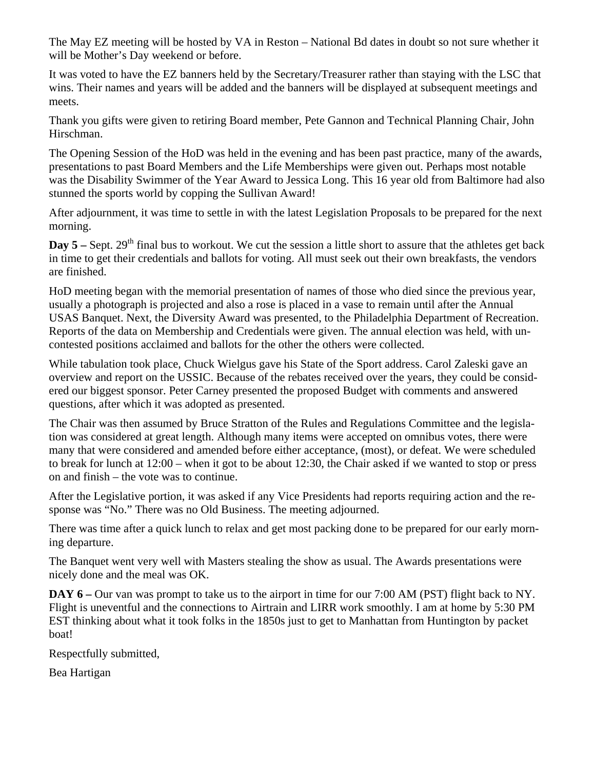The May EZ meeting will be hosted by VA in Reston – National Bd dates in doubt so not sure whether it will be Mother's Day weekend or before.

It was voted to have the EZ banners held by the Secretary/Treasurer rather than staying with the LSC that wins. Their names and years will be added and the banners will be displayed at subsequent meetings and meets.

Thank you gifts were given to retiring Board member, Pete Gannon and Technical Planning Chair, John Hirschman.

The Opening Session of the HoD was held in the evening and has been past practice, many of the awards, presentations to past Board Members and the Life Memberships were given out. Perhaps most notable was the Disability Swimmer of the Year Award to Jessica Long. This 16 year old from Baltimore had also stunned the sports world by copping the Sullivan Award!

After adjournment, it was time to settle in with the latest Legislation Proposals to be prepared for the next morning.

**Day 5 –** Sept. 29th final bus to workout. We cut the session a little short to assure that the athletes get back in time to get their credentials and ballots for voting. All must seek out their own breakfasts, the vendors are finished.

HoD meeting began with the memorial presentation of names of those who died since the previous year, usually a photograph is projected and also a rose is placed in a vase to remain until after the Annual USAS Banquet. Next, the Diversity Award was presented, to the Philadelphia Department of Recreation. Reports of the data on Membership and Credentials were given. The annual election was held, with uncontested positions acclaimed and ballots for the other the others were collected.

While tabulation took place, Chuck Wielgus gave his State of the Sport address. Carol Zaleski gave an overview and report on the USSIC. Because of the rebates received over the years, they could be considered our biggest sponsor. Peter Carney presented the proposed Budget with comments and answered questions, after which it was adopted as presented.

The Chair was then assumed by Bruce Stratton of the Rules and Regulations Committee and the legislation was considered at great length. Although many items were accepted on omnibus votes, there were many that were considered and amended before either acceptance, (most), or defeat. We were scheduled to break for lunch at 12:00 – when it got to be about 12:30, the Chair asked if we wanted to stop or press on and finish – the vote was to continue.

After the Legislative portion, it was asked if any Vice Presidents had reports requiring action and the response was "No." There was no Old Business. The meeting adjourned.

There was time after a quick lunch to relax and get most packing done to be prepared for our early morning departure.

The Banquet went very well with Masters stealing the show as usual. The Awards presentations were nicely done and the meal was OK.

**DAY 6 –** Our van was prompt to take us to the airport in time for our 7:00 AM (PST) flight back to NY. Flight is uneventful and the connections to Airtrain and LIRR work smoothly. I am at home by 5:30 PM EST thinking about what it took folks in the 1850s just to get to Manhattan from Huntington by packet boat!

Respectfully submitted,

Bea Hartigan